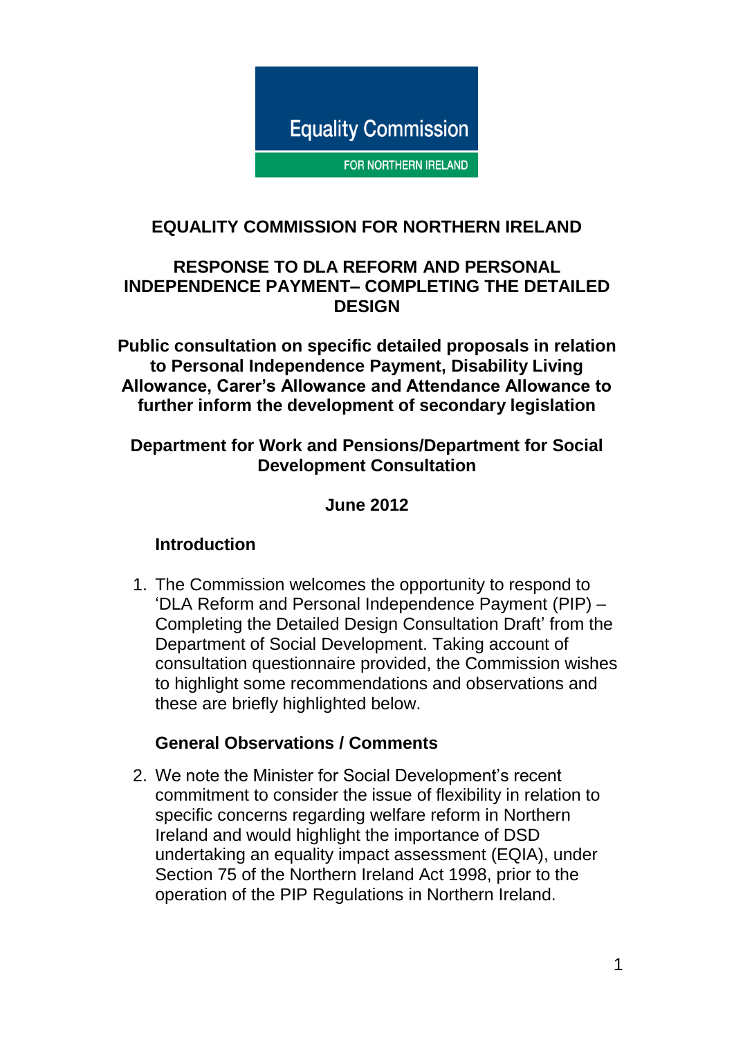Equality Commission

FOR NORTHERN IRELAND

# EQUALITY COMMISSION FOR NORTHERN IRELAND

## RESPONSE TO DLA REFORM AND PERSONAL INDEPENDENCE PAYMENT– COMPLETING THE DETAILED DESIGN

**Public consultation on specific detailed proposals in relation to Personal Independence Payment, Disability Living Allowance, Carer's Allowance and Attendance Allowance to further inform the development of secondary legislation**

**Department for Work and Pensions/Department for Social Development Consultation**

**June 2012**

### Introduction

1. The Commission welcomes the opportunity to respond to 'DLA Reform and Personal Independence Payment (PIP) – Completing the Detailed Design Consultation Draft' from the Department of Social Development. Taking account of consultation questionnaire provided, the Commission wishes to highlight some recommendations and observations and these are briefly highlighted below.

### General Observations / Comments

2. We note the Minister for Social Development's recent commitment to consider the issue of flexibility in relation to specific concerns regarding welfare reform in Northern Ireland and would highlight the importance of DSD undertaking an equality impact assessment (EQIA), under Section 75 of the Northern Ireland Act 1998, prior to the operation of the PIP Regulations in Northern Ireland.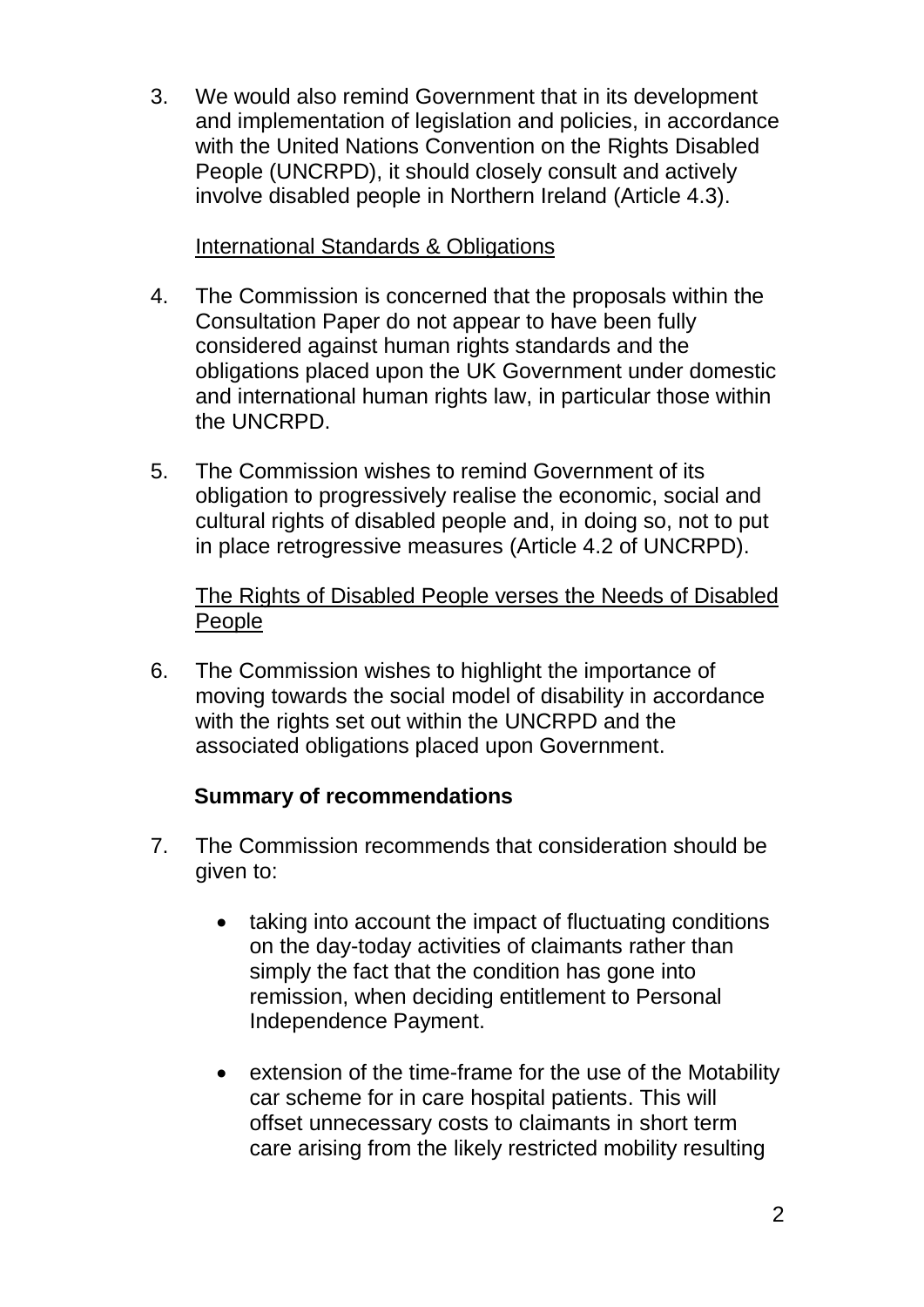3. We would also remind Government that in its development and implementation of legislation and policies, in accordance with the United Nations Convention on the Rights Disabled People (UNCRPD), it should closely consult and actively involve disabled people in Northern Ireland (Article 4.3).

<u>International Standards & Obligations</u>

4. The Commission is concerned that the proposals within the Consultation Paper do not appear to have been fully considered against human rights standards and the obligations placed upon the UK Government under domestic and international human rights law, in particular those within the UNCRPD.

5. The Commission wishes to remind Government of its obligation to progressively realise the economic, social and cultural rights of disabled people and, in doing so, not to put in place retrogressive measures (Article 4.2 of UNCRPD).

<u>The Rights of Disabled People verses the Needs of Disabled People</u>

6. The Commission wishes to highlight the importance of moving towards the social model of disability in accordance with the rights set out within the UNCRPD and the associated obligations placed upon Government.

**Summary of recommendations**

7. The Commission recommends that consideration should be given to:

   - taking into account the impact of fluctuating conditions on the day-today activities of claimants rather than simply the fact that the condition has gone into remission, when deciding entitlement to Personal Independence Payment.

   - extension of the time-frame for the use of the Motability car scheme for in care hospital patients. This will offset unnecessary costs to claimants in short term care arising from the likely restricted mobility resulting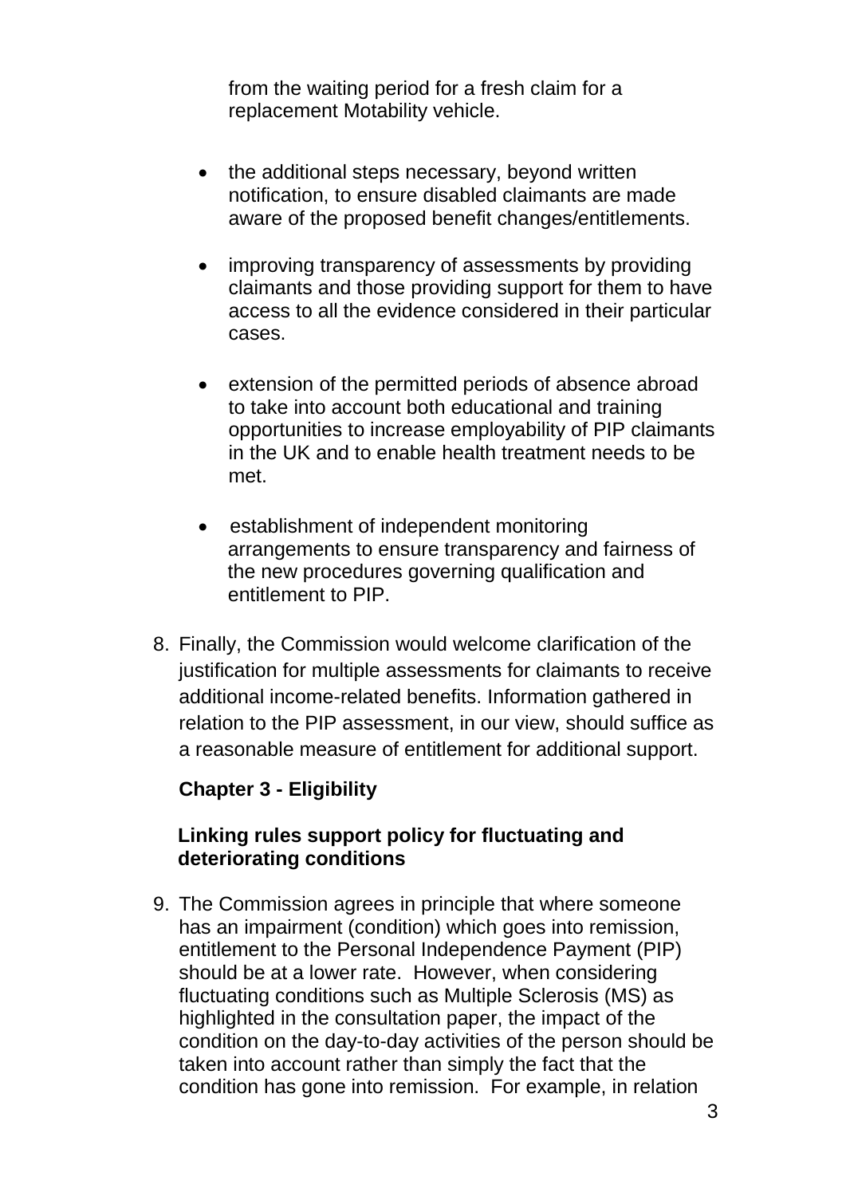from the waiting period for a fresh claim for a replacement Motability vehicle.

- the additional steps necessary, beyond written notification, to ensure disabled claimants are made aware of the proposed benefit changes/entitlements.

- improving transparency of assessments by providing claimants and those providing support for them to have access to all the evidence considered in their particular cases.

- extension of the permitted periods of absence abroad to take into account both educational and training opportunities to increase employability of PIP claimants in the UK and to enable health treatment needs to be met.

- establishment of independent monitoring arrangements to ensure transparency and fairness of the new procedures governing qualification and entitlement to PIP.

8. Finally, the Commission would welcome clarification of the justification for multiple assessments for claimants to receive additional income-related benefits. Information gathered in relation to the PIP assessment, in our view, should suffice as a reasonable measure of entitlement for additional support.

## Chapter 3 - Eligibility

### Linking rules support policy for fluctuating and deteriorating conditions

9. The Commission agrees in principle that where someone has an impairment (condition) which goes into remission, entitlement to the Personal Independence Payment (PIP) should be at a lower rate. However, when considering fluctuating conditions such as Multiple Sclerosis (MS) as highlighted in the consultation paper, the impact of the condition on the day-to-day activities of the person should be taken into account rather than simply the fact that the condition has gone into remission. For example, in relation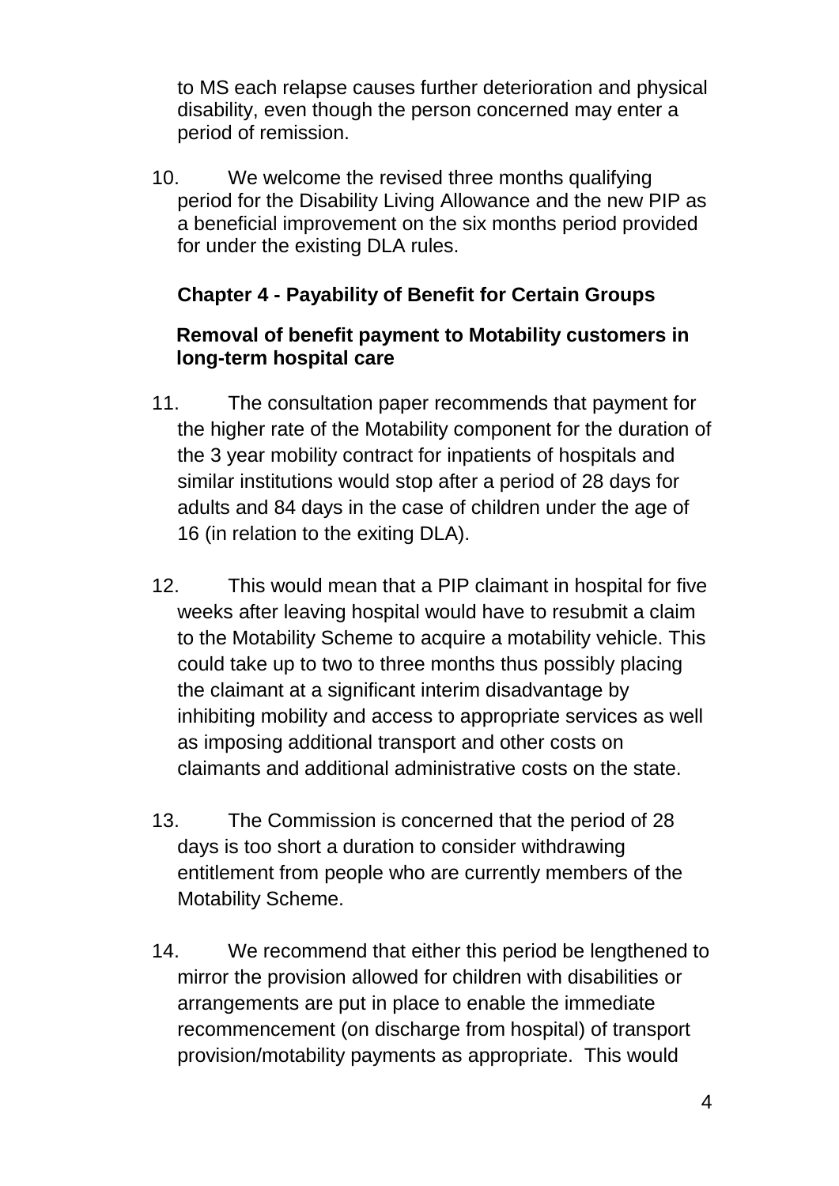to MS each relapse causes further deterioration and physical disability, even though the person concerned may enter a period of remission.

10. We welcome the revised three months qualifying period for the Disability Living Allowance and the new PIP as a beneficial improvement on the six months period provided for under the existing DLA rules.

### Chapter 4 - Payability of Benefit for Certain Groups

#### Removal of benefit payment to Motability customers in long-term hospital care

11. The consultation paper recommends that payment for the higher rate of the Motability component for the duration of the 3 year mobility contract for inpatients of hospitals and similar institutions would stop after a period of 28 days for adults and 84 days in the case of children under the age of 16 (in relation to the exiting DLA).

12. This would mean that a PIP claimant in hospital for five weeks after leaving hospital would have to resubmit a claim to the Motability Scheme to acquire a motability vehicle. This could take up to two to three months thus possibly placing the claimant at a significant interim disadvantage by inhibiting mobility and access to appropriate services as well as imposing additional transport and other costs on claimants and additional administrative costs on the state.

13. The Commission is concerned that the period of 28 days is too short a duration to consider withdrawing entitlement from people who are currently members of the Motability Scheme.

14. We recommend that either this period be lengthened to mirror the provision allowed for children with disabilities or arrangements are put in place to enable the immediate recommencement (on discharge from hospital) of transport provision/motability payments as appropriate. This would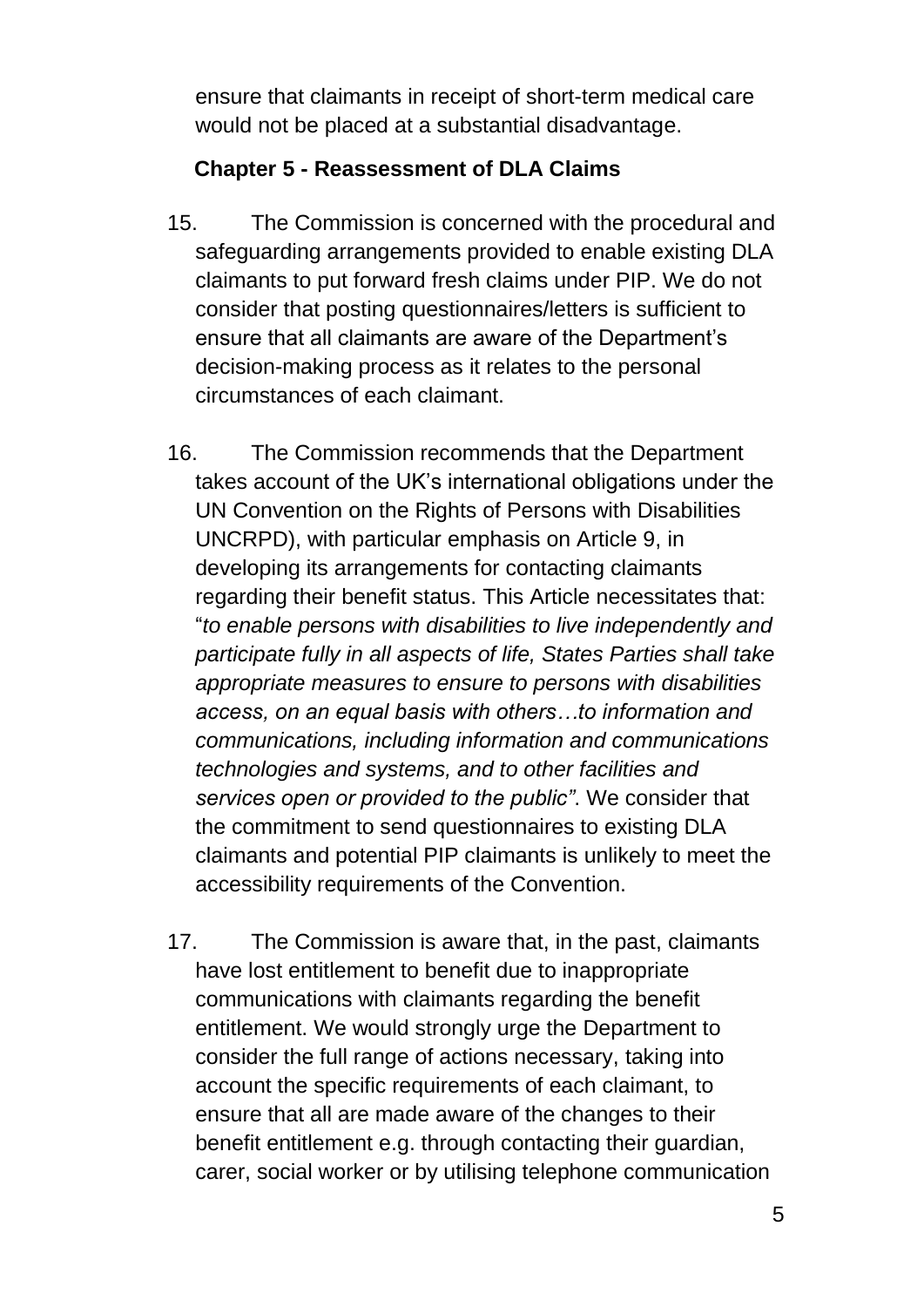ensure that claimants in receipt of short-term medical care would not be placed at a substantial disadvantage.

## Chapter 5 - Reassessment of DLA Claims

15. The Commission is concerned with the procedural and safeguarding arrangements provided to enable existing DLA claimants to put forward fresh claims under PIP. We do not consider that posting questionnaires/letters is sufficient to ensure that all claimants are aware of the Department's decision-making process as it relates to the personal circumstances of each claimant.

16. The Commission recommends that the Department takes account of the UK's international obligations under the UN Convention on the Rights of Persons with Disabilities UNCRPD), with particular emphasis on Article 9, in developing its arrangements for contacting claimants regarding their benefit status. This Article necessitates that: "*to enable persons with disabilities to live independently and participate fully in all aspects of life, States Parties shall take appropriate measures to ensure to persons with disabilities access, on an equal basis with others…to information and communications, including information and communications technologies and systems, and to other facilities and services open or provided to the public"*. We consider that the commitment to send questionnaires to existing DLA claimants and potential PIP claimants is unlikely to meet the accessibility requirements of the Convention.

17. The Commission is aware that, in the past, claimants have lost entitlement to benefit due to inappropriate communications with claimants regarding the benefit entitlement. We would strongly urge the Department to consider the full range of actions necessary, taking into account the specific requirements of each claimant, to ensure that all are made aware of the changes to their benefit entitlement e.g. through contacting their guardian, carer, social worker or by utilising telephone communication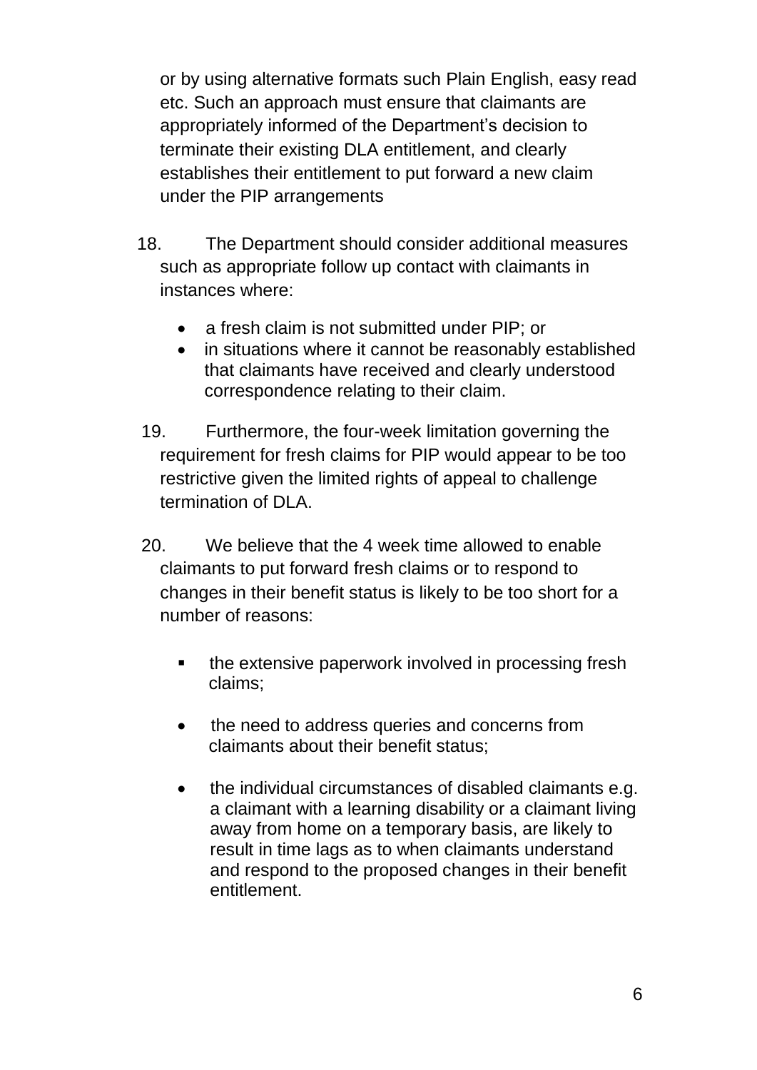or by using alternative formats such Plain English, easy read etc. Such an approach must ensure that claimants are appropriately informed of the Department's decision to terminate their existing DLA entitlement, and clearly establishes their entitlement to put forward a new claim under the PIP arrangements

18. The Department should consider additional measures such as appropriate follow up contact with claimants in instances where:

- a fresh claim is not submitted under PIP; or
- in situations where it cannot be reasonably established that claimants have received and clearly understood correspondence relating to their claim.

19. Furthermore, the four-week limitation governing the requirement for fresh claims for PIP would appear to be too restrictive given the limited rights of appeal to challenge termination of DLA.

20. We believe that the 4 week time allowed to enable claimants to put forward fresh claims or to respond to changes in their benefit status is likely to be too short for a number of reasons:

- the extensive paperwork involved in processing fresh claims;

- the need to address queries and concerns from claimants about their benefit status;

- the individual circumstances of disabled claimants e.g. a claimant with a learning disability or a claimant living away from home on a temporary basis, are likely to result in time lags as to when claimants understand and respond to the proposed changes in their benefit entitlement.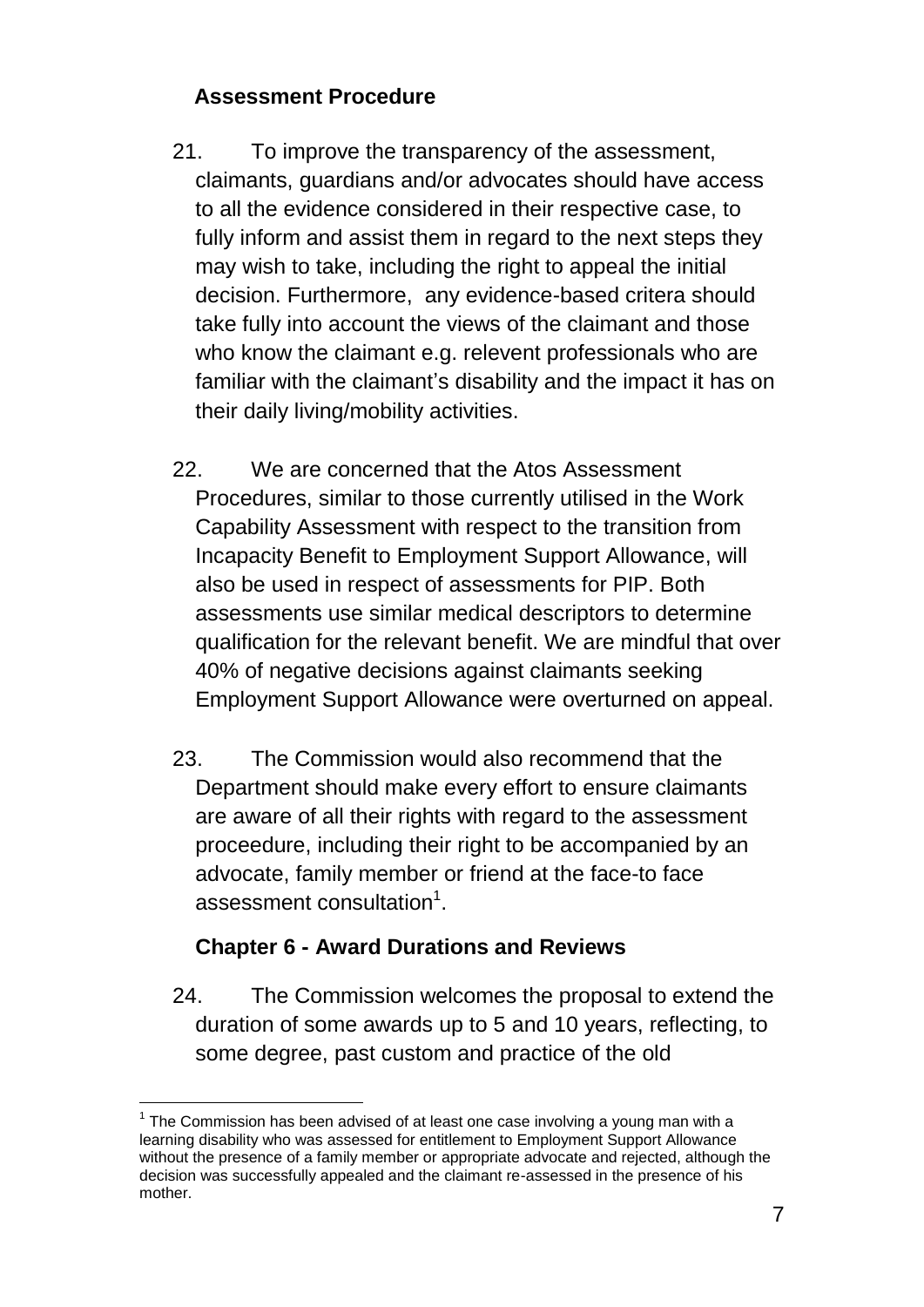## Assessment Procedure

21. To improve the transparency of the assessment, claimants, guardians and/or advocates should have access to all the evidence considered in their respective case, to fully inform and assist them in regard to the next steps they may wish to take, including the right to appeal the initial decision. Furthermore, any evidence-based critera should take fully into account the views of the claimant and those who know the claimant e.g. relevent professionals who are familiar with the claimant's disability and the impact it has on their daily living/mobility activities.

22. We are concerned that the Atos Assessment Procedures, similar to those currently utilised in the Work Capability Assessment with respect to the transition from Incapacity Benefit to Employment Support Allowance, will also be used in respect of assessments for PIP. Both assessments use similar medical descriptors to determine qualification for the relevant benefit. We are mindful that over 40% of negative decisions against claimants seeking Employment Support Allowance were overturned on appeal.

23. The Commission would also recommend that the Department should make every effort to ensure claimants are aware of all their rights with regard to the assessment proceedure, including their right to be accompanied by an advocate, family member or friend at the face-to face assessment consultation[1].

## Chapter 6 - Award Durations and Reviews

24. The Commission welcomes the proposal to extend the duration of some awards up to 5 and 10 years, reflecting, to some degree, past custom and practice of the old

---

[1] The Commission has been advised of at least one case involving a young man with a learning disability who was assessed for entitlement to Employment Support Allowance without the presence of a family member or appropriate advocate and rejected, although the decision was successfully appealed and the claimant re-assessed in the presence of his mother.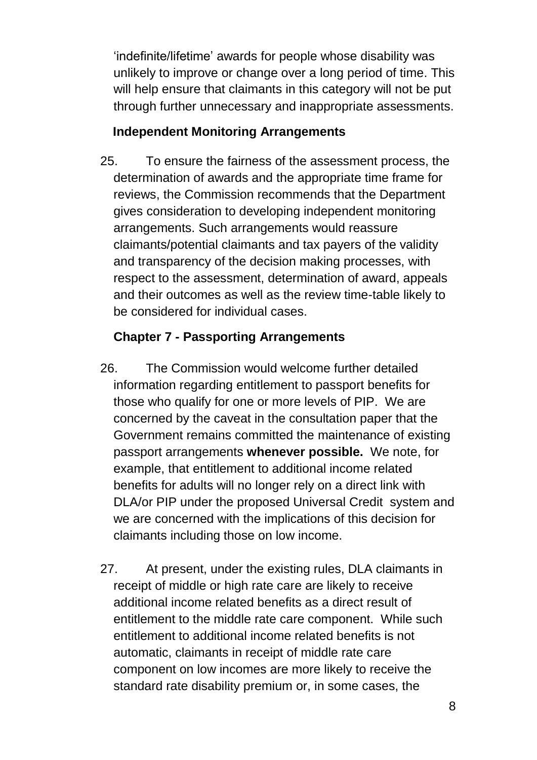'indefinite/lifetime' awards for people whose disability was unlikely to improve or change over a long period of time. This will help ensure that claimants in this category will not be put through further unnecessary and inappropriate assessments.

**Independent Monitoring Arrangements**

25. To ensure the fairness of the assessment process, the determination of awards and the appropriate time frame for reviews, the Commission recommends that the Department gives consideration to developing independent monitoring arrangements. Such arrangements would reassure claimants/potential claimants and tax payers of the validity and transparency of the decision making processes, with respect to the assessment, determination of award, appeals and their outcomes as well as the review time-table likely to be considered for individual cases.

**Chapter 7 - Passporting Arrangements**

26. The Commission would welcome further detailed information regarding entitlement to passport benefits for those who qualify for one or more levels of PIP. We are concerned by the caveat in the consultation paper that the Government remains committed the maintenance of existing passport arrangements **whenever possible.** We note, for example, that entitlement to additional income related benefits for adults will no longer rely on a direct link with DLA/or PIP under the proposed Universal Credit system and we are concerned with the implications of this decision for claimants including those on low income.

27. At present, under the existing rules, DLA claimants in receipt of middle or high rate care are likely to receive additional income related benefits as a direct result of entitlement to the middle rate care component. While such entitlement to additional income related benefits is not automatic, claimants in receipt of middle rate care component on low incomes are more likely to receive the standard rate disability premium or, in some cases, the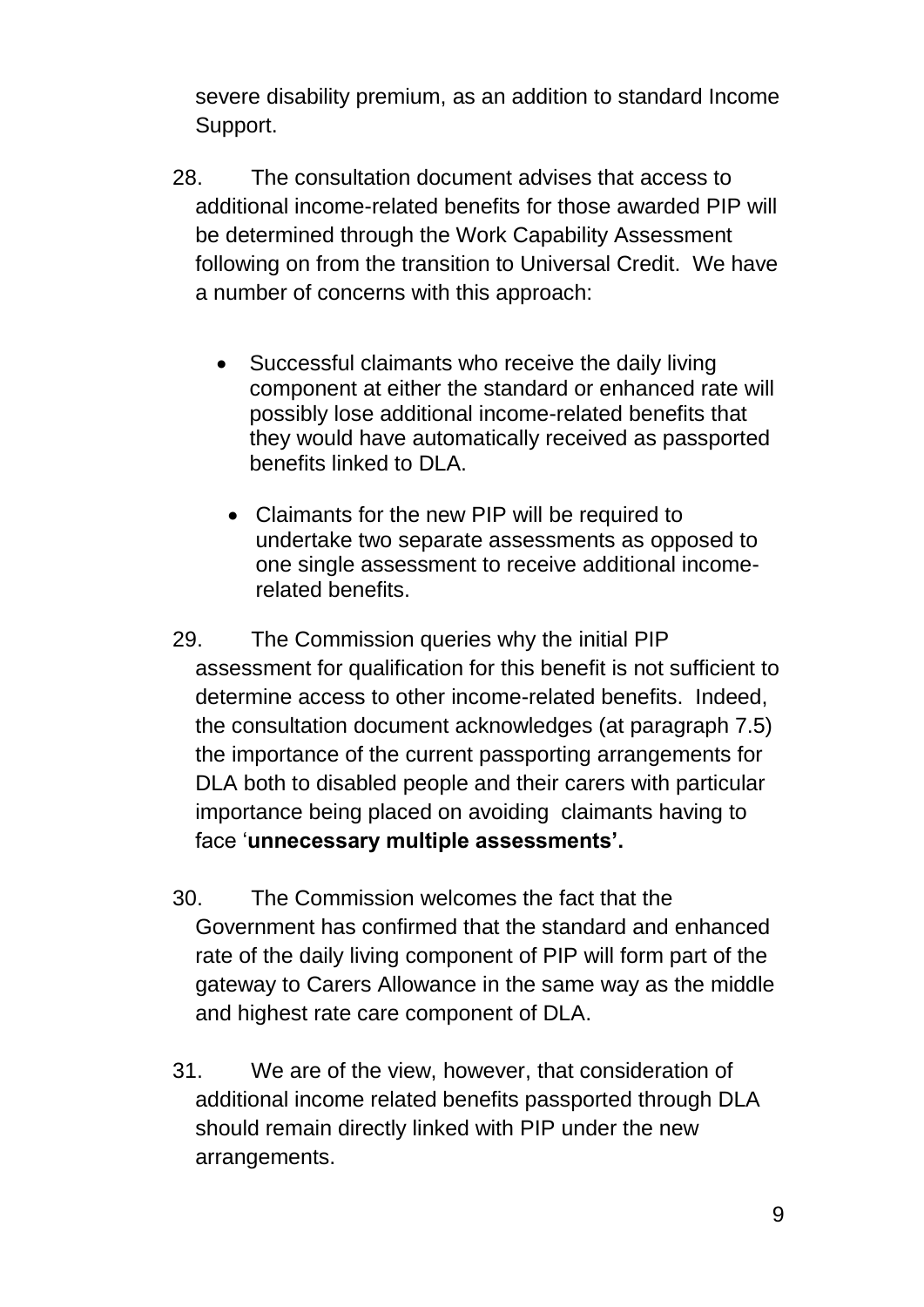severe disability premium, as an addition to standard Income Support.

28. The consultation document advises that access to additional income-related benefits for those awarded PIP will be determined through the Work Capability Assessment following on from the transition to Universal Credit. We have a number of concerns with this approach:

- Successful claimants who receive the daily living component at either the standard or enhanced rate will possibly lose additional income-related benefits that they would have automatically received as passported benefits linked to DLA.
- Claimants for the new PIP will be required to undertake two separate assessments as opposed to one single assessment to receive additional income-related benefits.

29. The Commission queries why the initial PIP assessment for qualification for this benefit is not sufficient to determine access to other income-related benefits. Indeed, the consultation document acknowledges (at paragraph 7.5) the importance of the current passporting arrangements for DLA both to disabled people and their carers with particular importance being placed on avoiding claimants having to face '**unnecessary multiple assessments'.**

30. The Commission welcomes the fact that the Government has confirmed that the standard and enhanced rate of the daily living component of PIP will form part of the gateway to Carers Allowance in the same way as the middle and highest rate care component of DLA.

31. We are of the view, however, that consideration of additional income related benefits passported through DLA should remain directly linked with PIP under the new arrangements.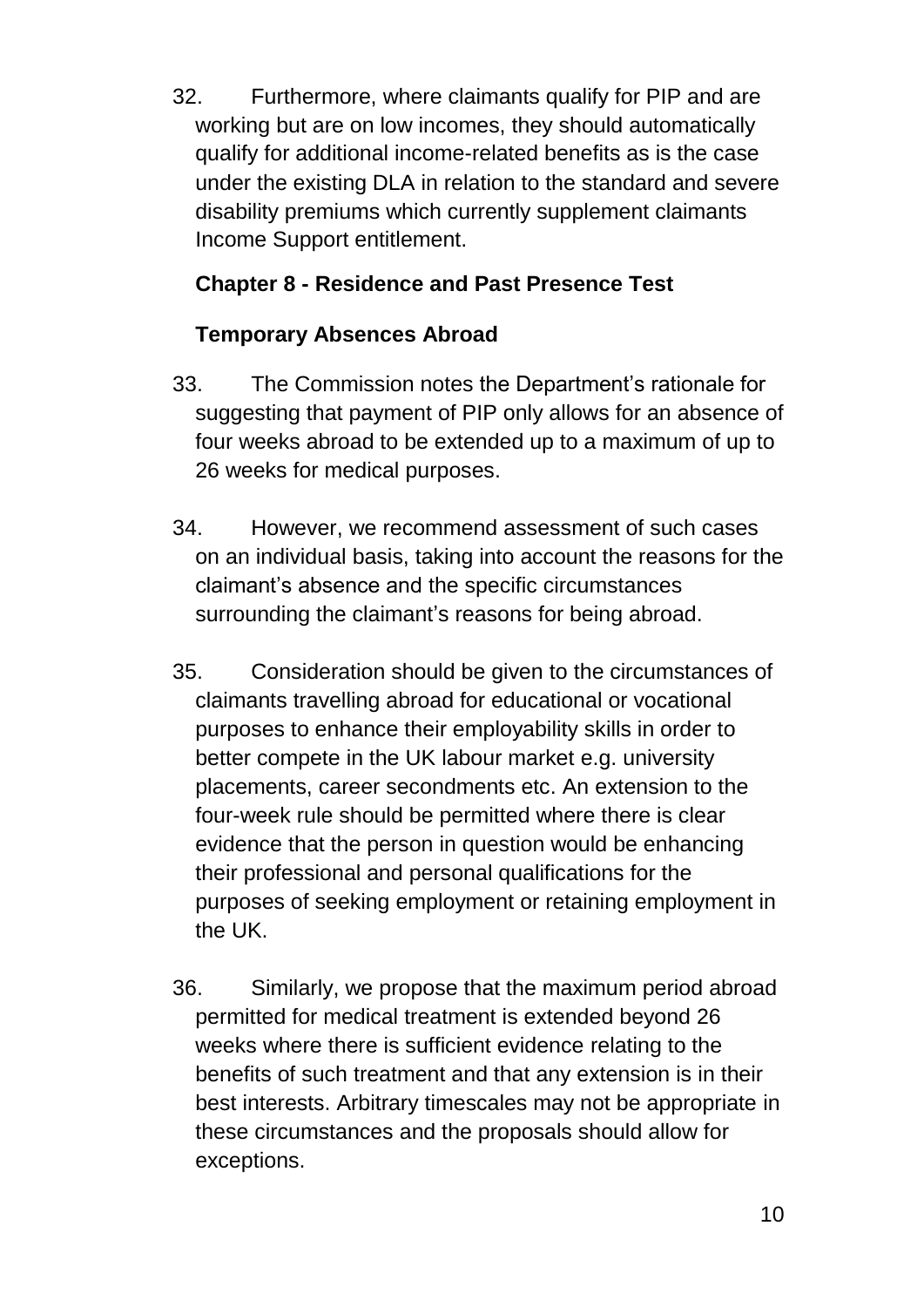32. Furthermore, where claimants qualify for PIP and are working but are on low incomes, they should automatically qualify for additional income-related benefits as is the case under the existing DLA in relation to the standard and severe disability premiums which currently supplement claimants Income Support entitlement.

## Chapter 8 - Residence and Past Presence Test

### Temporary Absences Abroad

33. The Commission notes the Department's rationale for suggesting that payment of PIP only allows for an absence of four weeks abroad to be extended up to a maximum of up to 26 weeks for medical purposes.

34. However, we recommend assessment of such cases on an individual basis, taking into account the reasons for the claimant's absence and the specific circumstances surrounding the claimant's reasons for being abroad.

35. Consideration should be given to the circumstances of claimants travelling abroad for educational or vocational purposes to enhance their employability skills in order to better compete in the UK labour market e.g. university placements, career secondments etc. An extension to the four-week rule should be permitted where there is clear evidence that the person in question would be enhancing their professional and personal qualifications for the purposes of seeking employment or retaining employment in the UK.

36. Similarly, we propose that the maximum period abroad permitted for medical treatment is extended beyond 26 weeks where there is sufficient evidence relating to the benefits of such treatment and that any extension is in their best interests. Arbitrary timescales may not be appropriate in these circumstances and the proposals should allow for exceptions.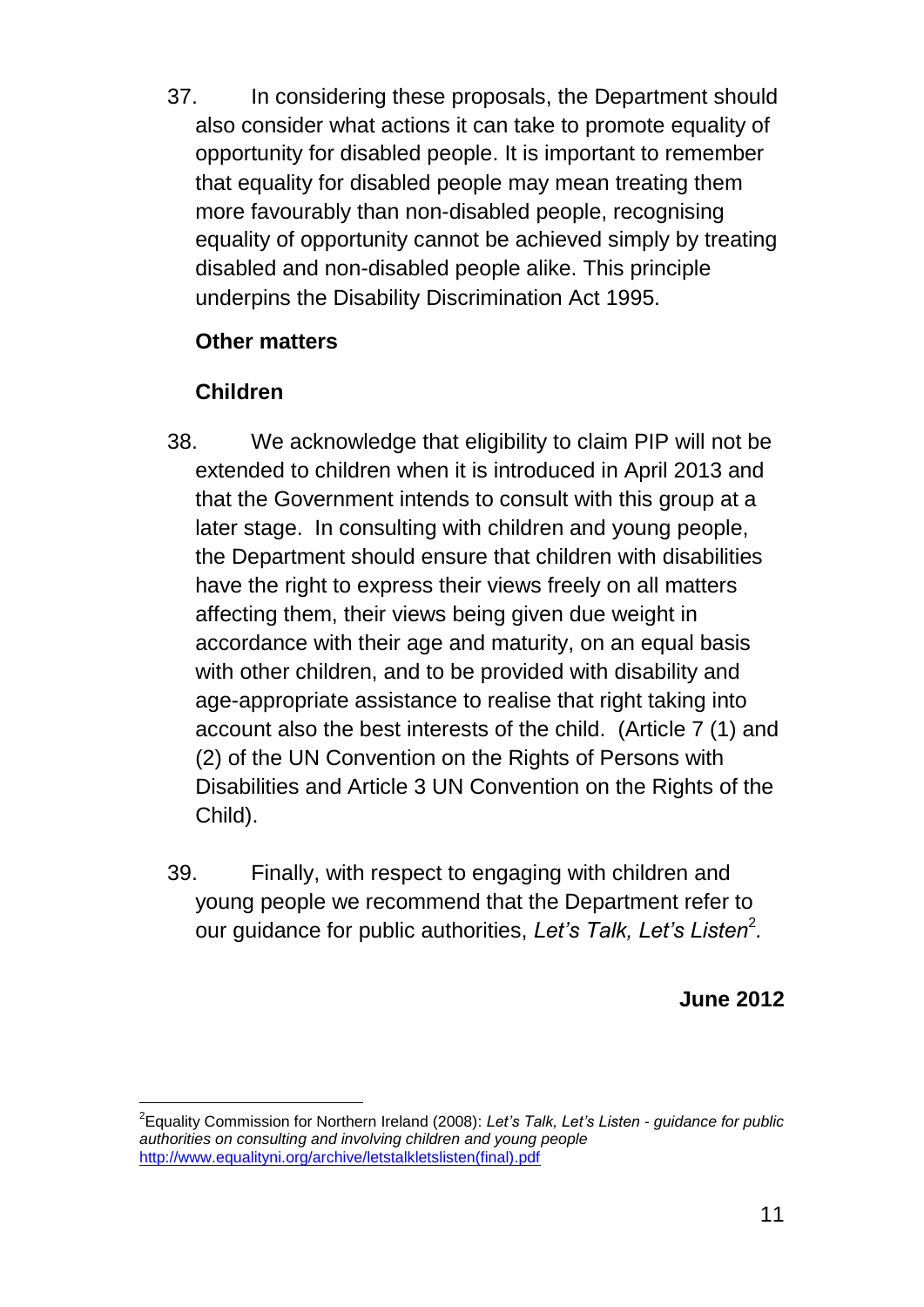37. In considering these proposals, the Department should also consider what actions it can take to promote equality of opportunity for disabled people. It is important to remember that equality for disabled people may mean treating them more favourably than non-disabled people, recognising equality of opportunity cannot be achieved simply by treating disabled and non-disabled people alike. This principle underpins the Disability Discrimination Act 1995.

**Other matters**

**Children**

38. We acknowledge that eligibility to claim PIP will not be extended to children when it is introduced in April 2013 and that the Government intends to consult with this group at a later stage. In consulting with children and young people, the Department should ensure that children with disabilities have the right to express their views freely on all matters affecting them, their views being given due weight in accordance with their age and maturity, on an equal basis with other children, and to be provided with disability and age-appropriate assistance to realise that right taking into account also the best interests of the child. (Article 7 (1) and (2) of the UN Convention on the Rights of Persons with Disabilities and Article 3 UN Convention on the Rights of the Child).

39. Finally, with respect to engaging with children and young people we recommend that the Department refer to our guidance for public authorities, *Let's Talk, Let's Listen*[2].

**June 2012**

---

[2] Equality Commission for Northern Ireland (2008): *Let's Talk, Let's Listen - guidance for public authorities on consulting and involving children and young people* http://www.equalityni.org/archive/letstalkletslisten(final).pdf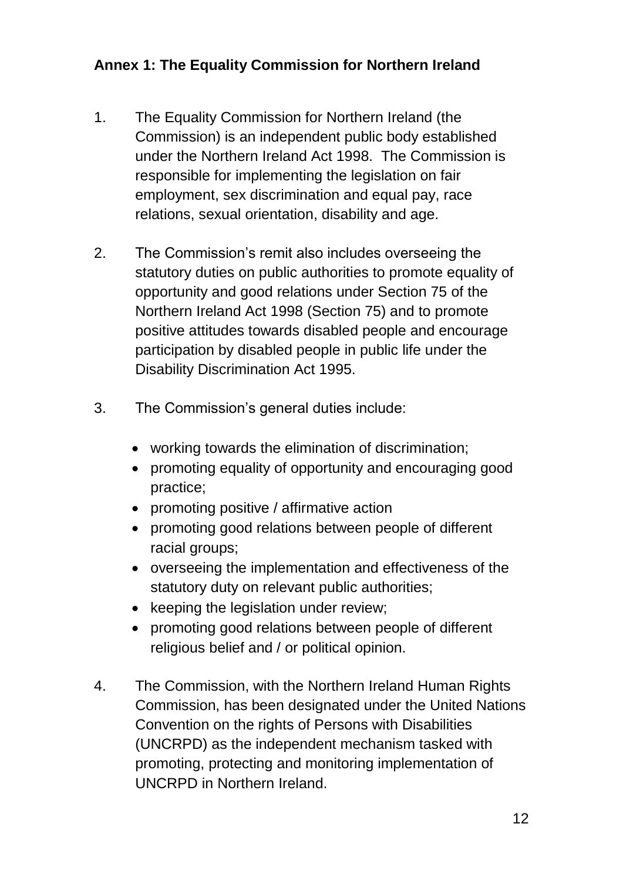## Annex 1: The Equality Commission for Northern Ireland

1. The Equality Commission for Northern Ireland (the Commission) is an independent public body established under the Northern Ireland Act 1998. The Commission is responsible for implementing the legislation on fair employment, sex discrimination and equal pay, race relations, sexual orientation, disability and age.

2. The Commission's remit also includes overseeing the statutory duties on public authorities to promote equality of opportunity and good relations under Section 75 of the Northern Ireland Act 1998 (Section 75) and to promote positive attitudes towards disabled people and encourage participation by disabled people in public life under the Disability Discrimination Act 1995.

3. The Commission's general duties include:

   - working towards the elimination of discrimination;
   - promoting equality of opportunity and encouraging good practice;
   - promoting positive / affirmative action
   - promoting good relations between people of different racial groups;
   - overseeing the implementation and effectiveness of the statutory duty on relevant public authorities;
   - keeping the legislation under review;
   - promoting good relations between people of different religious belief and / or political opinion.

4. The Commission, with the Northern Ireland Human Rights Commission, has been designated under the United Nations Convention on the rights of Persons with Disabilities (UNCRPD) as the independent mechanism tasked with promoting, protecting and monitoring implementation of UNCRPD in Northern Ireland.